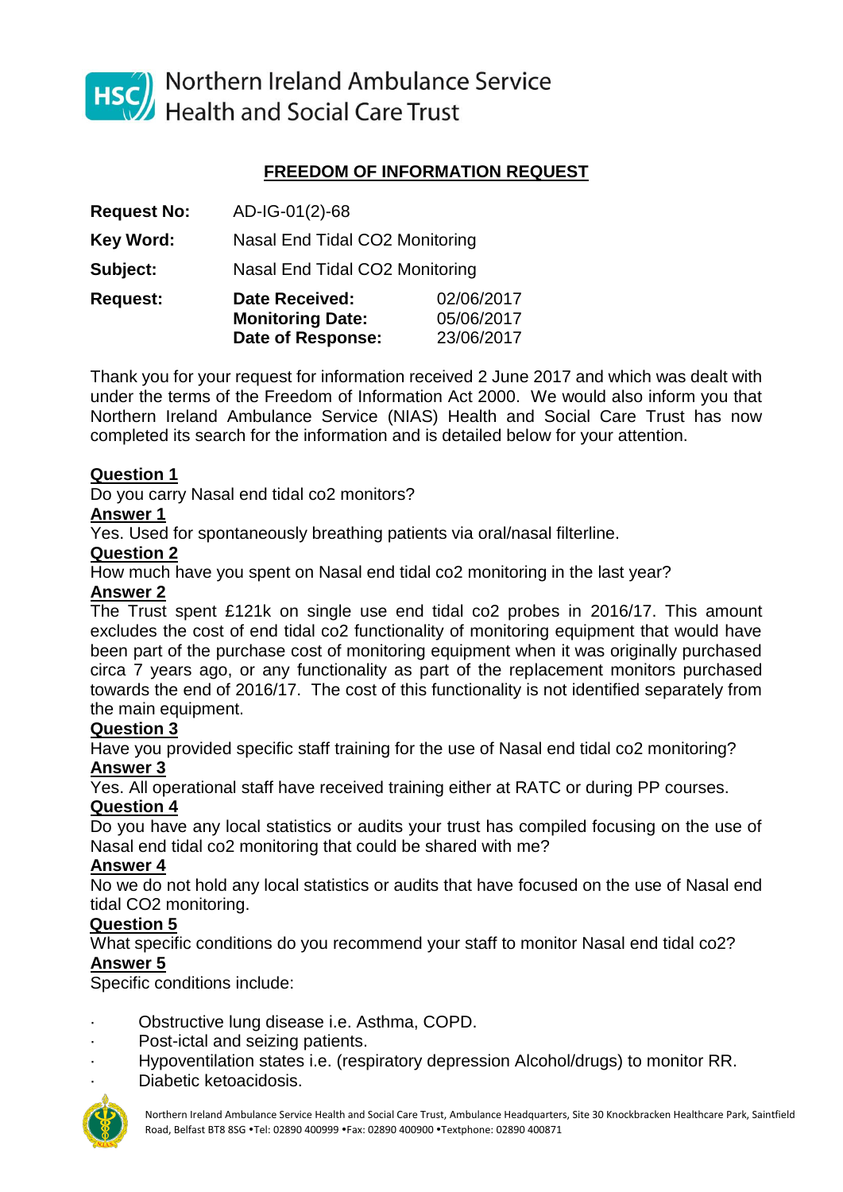Northern Ireland Ambulance Service Health and Social Care Trust

## FREEDOM OF INFORMATION REQUEST

| | | |
|---|---|---|
| **Request No:** | AD-IG-01(2)-68 | |
| **Key Word:** | Nasal End Tidal CO2 Monitoring | |
| **Subject:** | Nasal End Tidal CO2 Monitoring | |
| **Request:** | **Date Received:** | 02/06/2017 |
| | **Monitoring Date:** | 05/06/2017 |
| | **Date of Response:** | 23/06/2017 |

Thank you for your request for information received 2 June 2017 and which was dealt with under the terms of the Freedom of Information Act 2000. We would also inform you that Northern Ireland Ambulance Service (NIAS) Health and Social Care Trust has now completed its search for the information and is detailed below for your attention.

**Question 1**

Do you carry Nasal end tidal co2 monitors?

**Answer 1**

Yes. Used for spontaneously breathing patients via oral/nasal filterline.

**Question 2**

How much have you spent on Nasal end tidal co2 monitoring in the last year?

**Answer 2**

The Trust spent £121k on single use end tidal co2 probes in 2016/17. This amount excludes the cost of end tidal co2 functionality of monitoring equipment that would have been part of the purchase cost of monitoring equipment when it was originally purchased circa 7 years ago, or any functionality as part of the replacement monitors purchased towards the end of 2016/17. The cost of this functionality is not identified separately from the main equipment.

**Question 3**

Have you provided specific staff training for the use of Nasal end tidal co2 monitoring?

**Answer 3**

Yes. All operational staff have received training either at RATC or during PP courses.

**Question 4**

Do you have any local statistics or audits your trust has compiled focusing on the use of Nasal end tidal co2 monitoring that could be shared with me?

**Answer 4**

No we do not hold any local statistics or audits that have focused on the use of Nasal end tidal CO2 monitoring.

**Question 5**

What specific conditions do you recommend your staff to monitor Nasal end tidal co2?

**Answer 5**

Specific conditions include:

- Obstructive lung disease i.e. Asthma, COPD.
- Post-ictal and seizing patients.
- Hypoventilation states i.e. (respiratory depression Alcohol/drugs) to monitor RR.
- Diabetic ketoacidosis.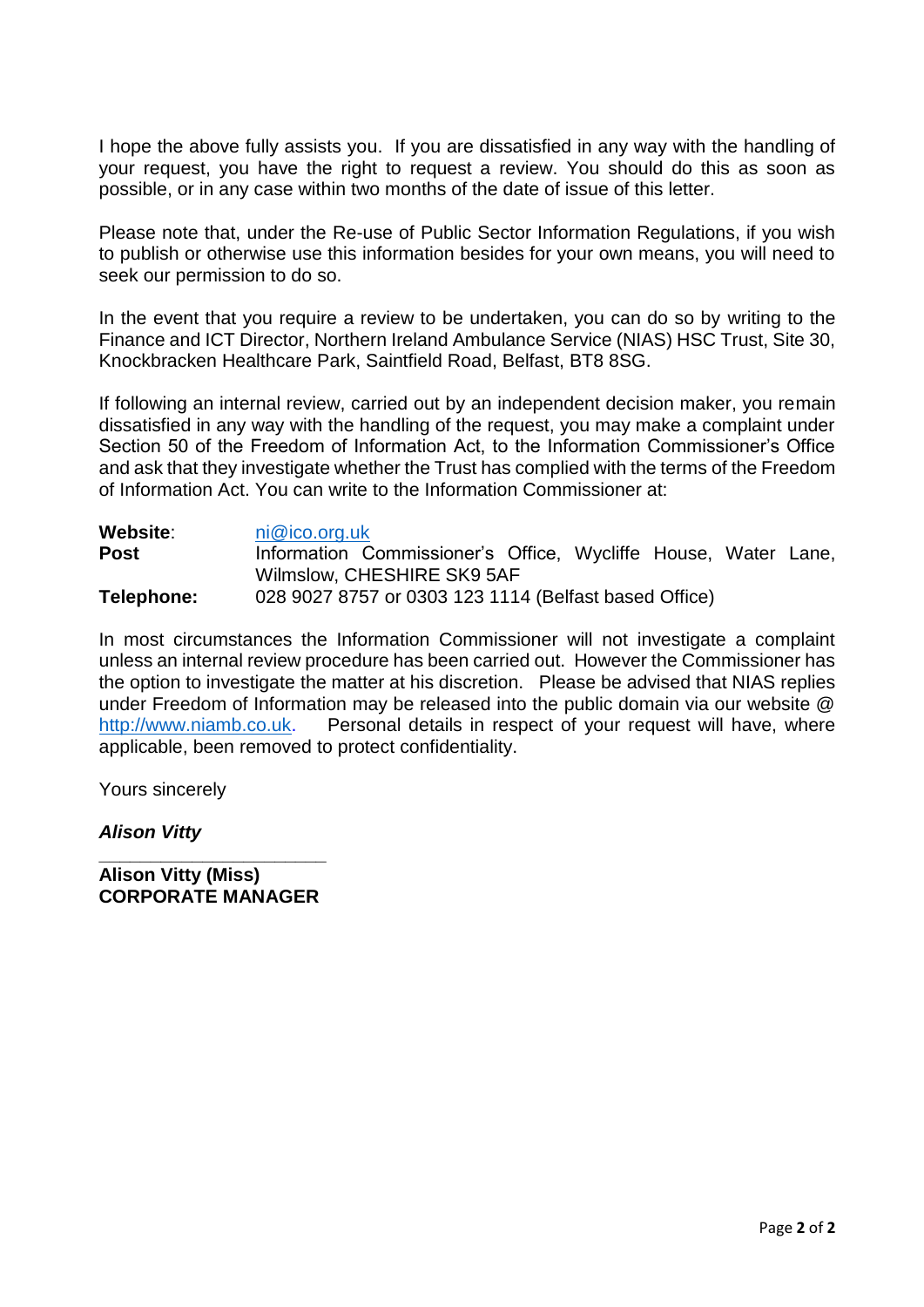I hope the above fully assists you. If you are dissatisfied in any way with the handling of your request, you have the right to request a review. You should do this as soon as possible, or in any case within two months of the date of issue of this letter.

Please note that, under the Re-use of Public Sector Information Regulations, if you wish to publish or otherwise use this information besides for your own means, you will need to seek our permission to do so.

In the event that you require a review to be undertaken, you can do so by writing to the Finance and ICT Director, Northern Ireland Ambulance Service (NIAS) HSC Trust, Site 30, Knockbracken Healthcare Park, Saintfield Road, Belfast, BT8 8SG.

If following an internal review, carried out by an independent decision maker, you remain dissatisfied in any way with the handling of the request, you may make a complaint under Section 50 of the Freedom of Information Act, to the Information Commissioner's Office and ask that they investigate whether the Trust has complied with the terms of the Freedom of Information Act. You can write to the Information Commissioner at:

| | |
|---|---|
| **Website**: | ni@ico.org.uk |
| **Post** | Information Commissioner's Office, Wycliffe House, Water Lane, Wilmslow, CHESHIRE SK9 5AF |
| **Telephone:** | 028 9027 8757 or 0303 123 1114 (Belfast based Office) |

In most circumstances the Information Commissioner will not investigate a complaint unless an internal review procedure has been carried out. However the Commissioner has the option to investigate the matter at his discretion. Please be advised that NIAS replies under Freedom of Information may be released into the public domain via our website @ http://www.niamb.co.uk. Personal details in respect of your request will have, where applicable, been removed to protect confidentiality.

Yours sincerely

***Alison Vitty***

**Alison Vitty (Miss)**
**CORPORATE MANAGER**